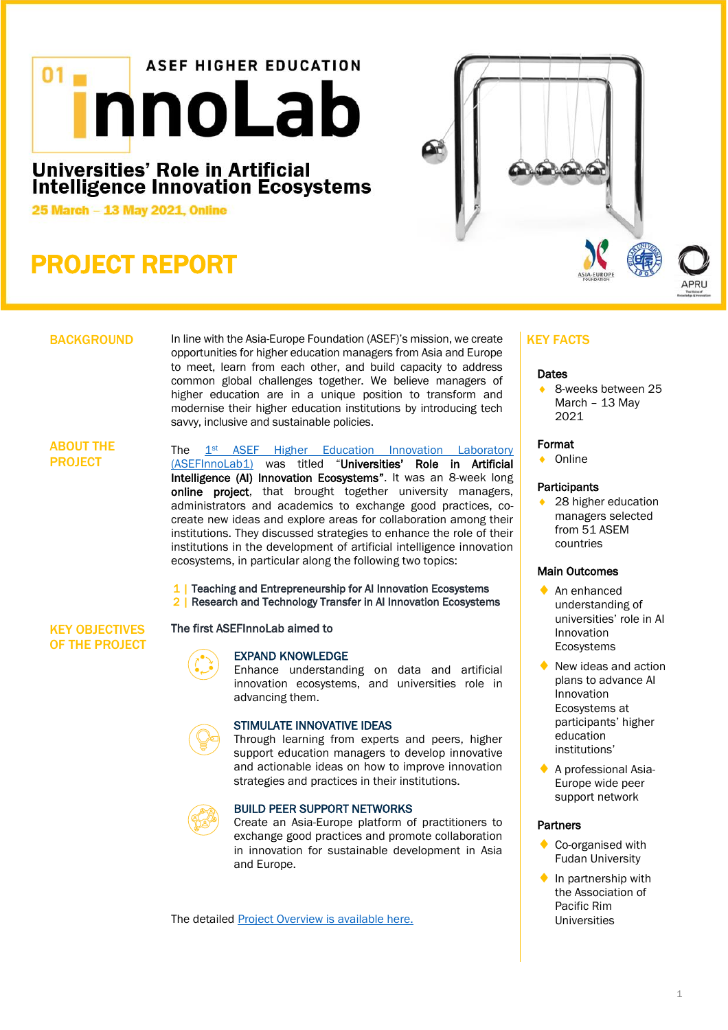01 ASEF HIGHER EDUCATION

# innoLab

## Universities' Role in Artificial Intelligence Innovation Ecosystems

**25 March – 13 May 2021, Online**

# PROJECT REPORT

## BACKGROUND

In line with the Asia-Europe Foundation (ASEF)'s mission, we create opportunities for higher education managers from Asia and Europe to meet, learn from each other, and build capacity to address common global challenges together. We believe managers of higher education are in a unique position to transform and modernise their higher education institutions by introducing tech savvy, inclusive and sustainable policies.

## ABOUT THE PROJECT

The 1st ASEF Higher Education Innovation Laboratory (ASEFInnoLab1) was titled "**Universities' Role in Artificial Intelligence (AI) Innovation Ecosystems**". It was an 8-week long **online project**, that brought together university managers, administrators and academics to exchange good practices, co-create new ideas and explore areas for collaboration among their institutions. They discussed strategies to enhance the role of their institutions in the development of artificial intelligence innovation ecosystems, in particular along the following two topics:

1 | Teaching and Entrepreneurship for AI Innovation Ecosystems
2 | Research and Technology Transfer in AI Innovation Ecosystems

## KEY OBJECTIVES OF THE PROJECT

The first ASEFInnoLab aimed to

### EXPAND KNOWLEDGE

Enhance understanding on data and artificial innovation ecosystems, and universities role in advancing them.

### STIMULATE INNOVATIVE IDEAS

Through learning from experts and peers, higher support education managers to develop innovative and actionable ideas on how to improve innovation strategies and practices in their institutions.

### BUILD PEER SUPPORT NETWORKS

Create an Asia-Europe platform of practitioners to exchange good practices and promote collaboration in innovation for sustainable development in Asia and Europe.

The detailed Project Overview is available here.

## KEY FACTS

**Dates**

- 8-weeks between 25 March – 13 May 2021

**Format**

- Online

**Participants**

- 28 higher education managers selected from 51 ASEM countries

**Main Outcomes**

- An enhanced understanding of universities' role in AI Innovation Ecosystems
- New ideas and action plans to advance AI Innovation Ecosystems at participants' higher education institutions'
- A professional Asia-Europe wide peer support network

**Partners**

- Co-organised with Fudan University
- In partnership with the Association of Pacific Rim Universities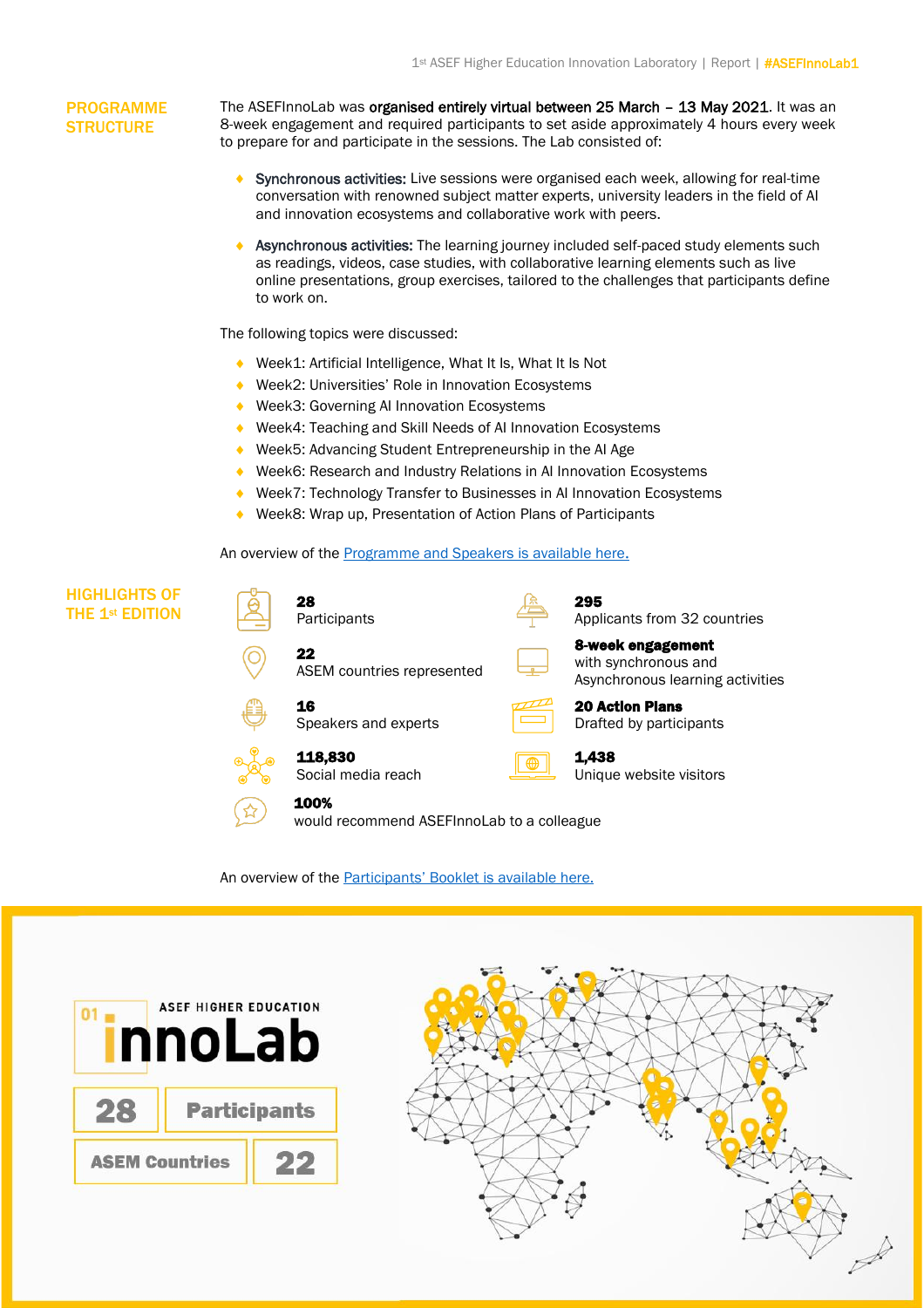## PROGRAMME STRUCTURE

The ASEFInnoLab was **organised entirely virtual between 25 March – 13 May 2021**. It was an 8-week engagement and required participants to set aside approximately 4 hours every week to prepare for and participate in the sessions. The Lab consisted of:

- **Synchronous activities:** Live sessions were organised each week, allowing for real-time conversation with renowned subject matter experts, university leaders in the field of AI and innovation ecosystems and collaborative work with peers.
- **Asynchronous activities:** The learning journey included self-paced study elements such as readings, videos, case studies, with collaborative learning elements such as live online presentations, group exercises, tailored to the challenges that participants define to work on.

The following topics were discussed:

- Week1: Artificial Intelligence, What It Is, What It Is Not
- Week2: Universities' Role in Innovation Ecosystems
- Week3: Governing AI Innovation Ecosystems
- Week4: Teaching and Skill Needs of AI Innovation Ecosystems
- Week5: Advancing Student Entrepreneurship in the AI Age
- Week6: Research and Industry Relations in AI Innovation Ecosystems
- Week7: Technology Transfer to Businesses in AI Innovation Ecosystems
- Week8: Wrap up, Presentation of Action Plans of Participants

An overview of the Programme and Speakers is available here.

## HIGHLIGHTS OF THE 1st EDITION

**28**
Participants

**295**
Applicants from 32 countries

**22**
ASEM countries represented

**8-week engagement**
with synchronous and Asynchronous learning activities

**16**
Speakers and experts

**20 Action Plans**
Drafted by participants

**118,830**
Social media reach

**1,438**
Unique website visitors

**100%**
would recommend ASEFInnoLab to a colleague

An overview of the Participants' Booklet is available here.

01 ASEF HIGHER EDUCATION innoLab

| 28 | Participants |
| --- | --- |
| ASEM Countries | 22 |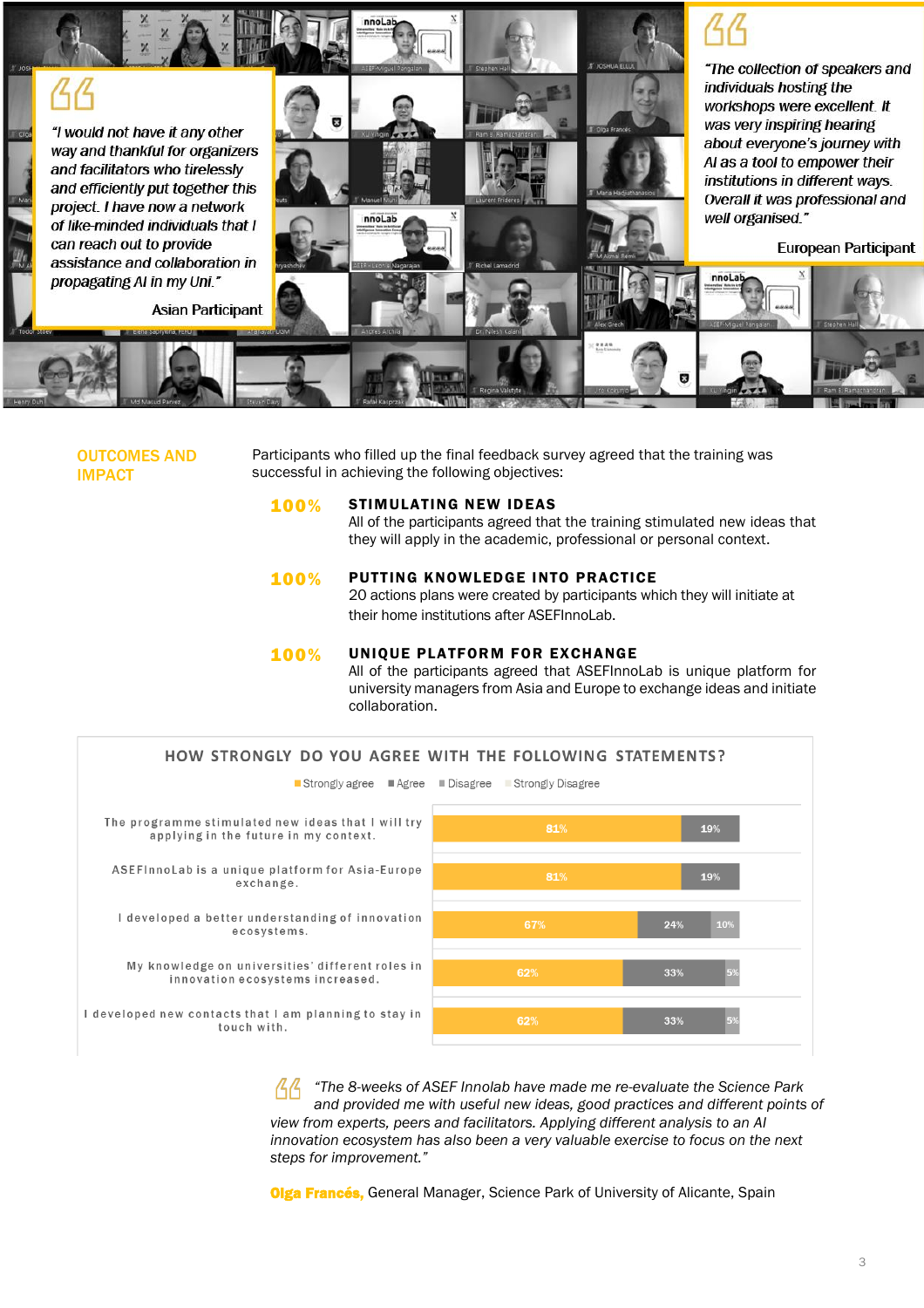> “I would not have it any other way and thankful for organizers and facilitators who tirelessly and efficiently put together this project. I have now a network of like-minded individuals that I can reach out to provide assistance and collaboration in propagating AI in my Uni.”
>
> **Asian Participant**

> “The collection of speakers and individuals hosting the workshops were excellent. It was very inspiring hearing about everyone’s journey with AI as a tool to empower their institutions in different ways. Overall it was professional and well organised.”
>
> **European Participant**

## OUTCOMES AND IMPACT

Participants who filled up the final feedback survey agreed that the training was successful in achieving the following objectives:

**100%** **STIMULATING NEW IDEAS**
All of the participants agreed that the training stimulated new ideas that they will apply in the academic, professional or personal context.

**100%** **PUTTING KNOWLEDGE INTO PRACTICE**
20 actions plans were created by participants which they will initiate at their home institutions after ASEFInnoLab.

**100%** **UNIQUE PLATFORM FOR EXCHANGE**
All of the participants agreed that ASEFInnoLab is unique platform for university managers from Asia and Europe to exchange ideas and initiate collaboration.

### HOW STRONGLY DO YOU AGREE WITH THE FOLLOWING STATEMENTS?

| Statement | Strongly agree | Agree | Disagree | Strongly Disagree |
|---|---|---|---|---|
| The programme stimulated new ideas that I will try applying in the future in my context. | 81% | 19% | | |
| ASEFInnoLab is a unique platform for Asia-Europe exchange. | 81% | 19% | | |
| I developed a better understanding of innovation ecosystems. | 67% | 24% | 10% | |
| My knowledge on universities’ different roles in innovation ecosystems increased. | 62% | 33% | 5% | |
| I developed new contacts that I am planning to stay in touch with. | 62% | 33% | 5% | |

> “The 8-weeks of ASEF Innolab have made me re-evaluate the Science Park and provided me with useful new ideas, good practices and different points of view from experts, peers and facilitators. Applying different analysis to an AI innovation ecosystem has also been a very valuable exercise to focus on the next steps for improvement.”
>
> **Olga Francés,** General Manager, Science Park of University of Alicante, Spain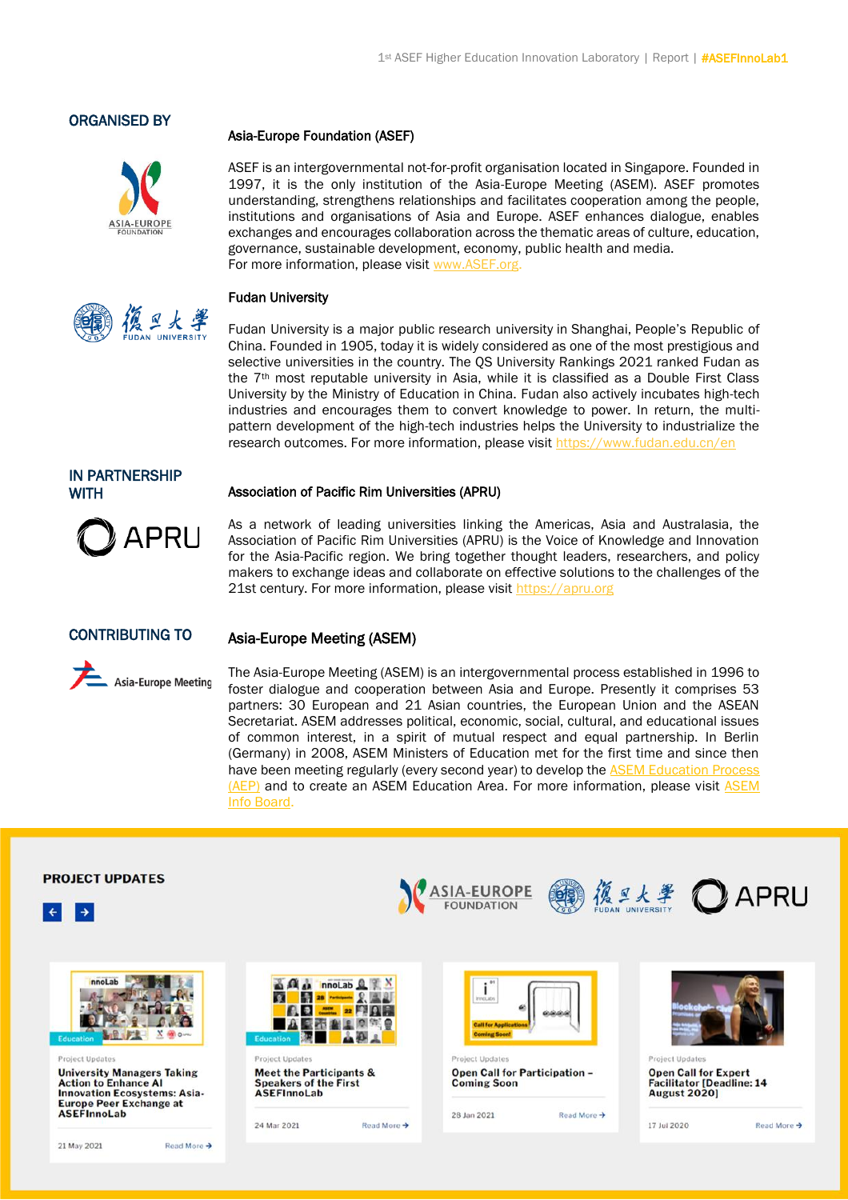## ORGANISED BY

### Asia-Europe Foundation (ASEF)

ASEF is an intergovernmental not-for-profit organisation located in Singapore. Founded in 1997, it is the only institution of the Asia-Europe Meeting (ASEM). ASEF promotes understanding, strengthens relationships and facilitates cooperation among the people, institutions and organisations of Asia and Europe. ASEF enhances dialogue, enables exchanges and encourages collaboration across the thematic areas of culture, education, governance, sustainable development, economy, public health and media.
For more information, please visit www.ASEF.org.

### Fudan University

Fudan University is a major public research university in Shanghai, People's Republic of China. Founded in 1905, today it is widely considered as one of the most prestigious and selective universities in the country. The QS University Rankings 2021 ranked Fudan as the 7th most reputable university in Asia, while it is classified as a Double First Class University by the Ministry of Education in China. Fudan also actively incubates high-tech industries and encourages them to convert knowledge to power. In return, the multi-pattern development of the high-tech industries helps the University to industrialize the research outcomes. For more information, please visit https://www.fudan.edu.cn/en

## IN PARTNERSHIP WITH

### Association of Pacific Rim Universities (APRU)

As a network of leading universities linking the Americas, Asia and Australasia, the Association of Pacific Rim Universities (APRU) is the Voice of Knowledge and Innovation for the Asia-Pacific region. We bring together thought leaders, researchers, and policy makers to exchange ideas and collaborate on effective solutions to the challenges of the 21st century. For more information, please visit https://apru.org

## CONTRIBUTING TO

### Asia-Europe Meeting (ASEM)

The Asia-Europe Meeting (ASEM) is an intergovernmental process established in 1996 to foster dialogue and cooperation between Asia and Europe. Presently it comprises 53 partners: 30 European and 21 Asian countries, the European Union and the ASEAN Secretariat. ASEM addresses political, economic, social, cultural, and educational issues of common interest, in a spirit of mutual respect and equal partnership. In Berlin (Germany) in 2008, ASEM Ministers of Education met for the first time and since then have been meeting regularly (every second year) to develop the ASEM Education Process (AEP) and to create an ASEM Education Area. For more information, please visit ASEM Info Board.

## PROJECT UPDATES

Project Updates
**University Managers Taking Action to Enhance AI Innovation Ecosystems: Asia-Europe Peer Exchange at ASEFInnoLab**
21 May 2021 — Read More

Project Updates
**Meet the Participants & Speakers of the First ASEFInnoLab**
24 Mar 2021 — Read More

Project Updates
**Open Call for Participation – Coming Soon**
28 Jan 2021 — Read More

Project Updates
**Open Call for Expert Facilitator [Deadline: 14 August 2020]**
17 Jul 2020 — Read More